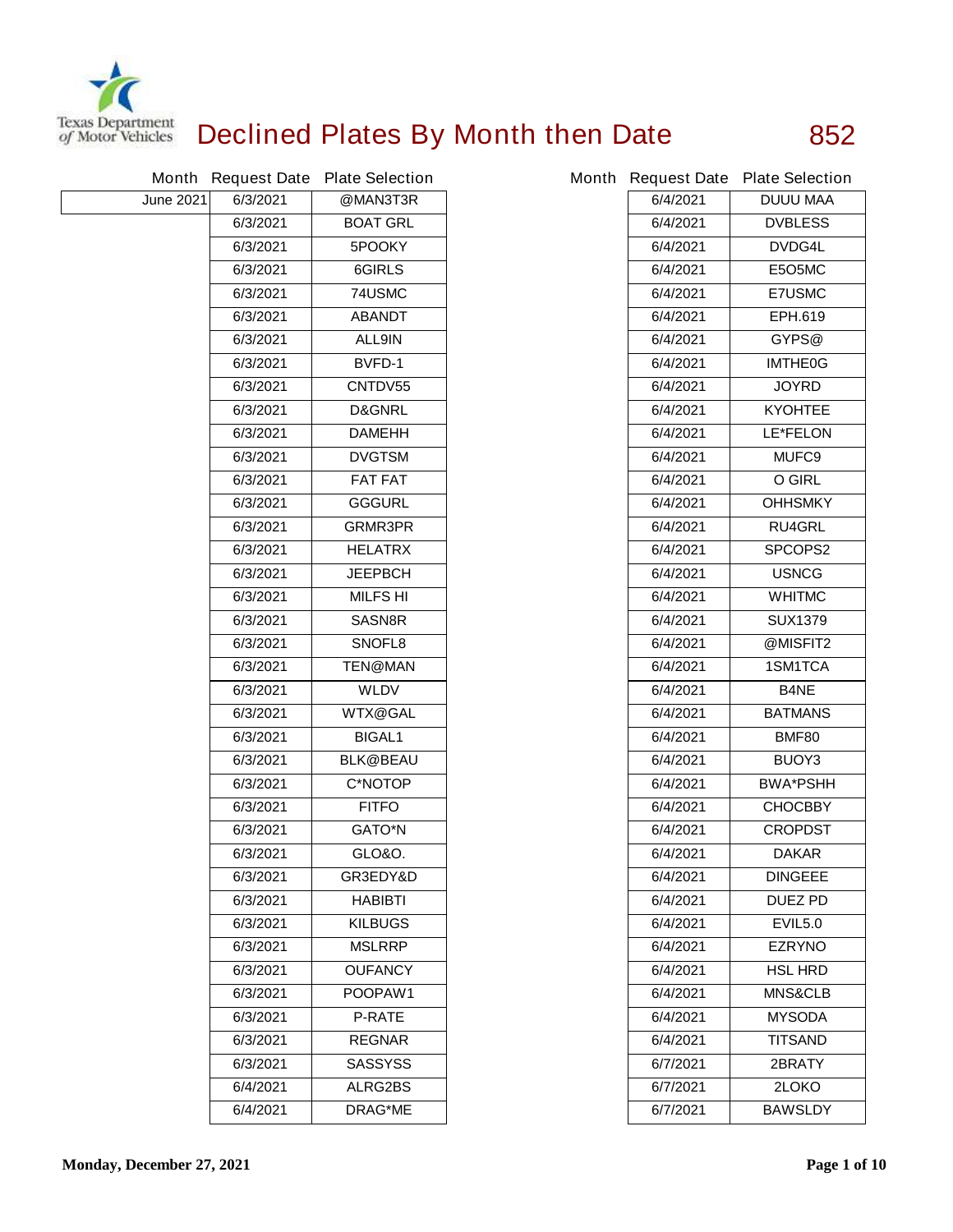# Declined Plates By Month then Date

852

| Month | Request Date | Plate Selection |
|---|---|---|
| June 2021 | 6/3/2021 | @MAN3T3R |
| | 6/3/2021 | BOAT GRL |
| | 6/3/2021 | 5POOKY |
| | 6/3/2021 | 6GIRLS |
| | 6/3/2021 | 74USMC |
| | 6/3/2021 | ABANDT |
| | 6/3/2021 | ALL9IN |
| | 6/3/2021 | BVFD-1 |
| | 6/3/2021 | CNTDV55 |
| | 6/3/2021 | D&GNRL |
| | 6/3/2021 | DAMEHH |
| | 6/3/2021 | DVGTSM |
| | 6/3/2021 | FAT FAT |
| | 6/3/2021 | GGGURL |
| | 6/3/2021 | GRMR3PR |
| | 6/3/2021 | HELATRX |
| | 6/3/2021 | JEEPBCH |
| | 6/3/2021 | MILFS HI |
| | 6/3/2021 | SASN8R |
| | 6/3/2021 | SNOFL8 |
| | 6/3/2021 | TEN@MAN |
| | 6/3/2021 | WLDV |
| | 6/3/2021 | WTX@GAL |
| | 6/3/2021 | BIGAL1 |
| | 6/3/2021 | BLK@BEAU |
| | 6/3/2021 | C*NOTOP |
| | 6/3/2021 | FITFO |
| | 6/3/2021 | GATO*N |
| | 6/3/2021 | GLO&O. |
| | 6/3/2021 | GR3EDY&D |
| | 6/3/2021 | HABIBTI |
| | 6/3/2021 | KILBUGS |
| | 6/3/2021 | MSLRRP |
| | 6/3/2021 | OUFANCY |
| | 6/3/2021 | POOPAW1 |
| | 6/3/2021 | P-RATE |
| | 6/3/2021 | REGNAR |
| | 6/3/2021 | SASSYSS |
| | 6/4/2021 | ALRG2BS |
| | 6/4/2021 | DRAG*ME |
| | 6/4/2021 | DUUU MAA |
| | 6/4/2021 | DVBLESS |
| | 6/4/2021 | DVDG4L |
| | 6/4/2021 | E5O5MC |
| | 6/4/2021 | E7USMC |
| | 6/4/2021 | EPH.619 |
| | 6/4/2021 | GYPS@ |
| | 6/4/2021 | IMTHE0G |
| | 6/4/2021 | JOYRD |
| | 6/4/2021 | KYOHTEE |
| | 6/4/2021 | LE*FELON |
| | 6/4/2021 | MUFC9 |
| | 6/4/2021 | O GIRL |
| | 6/4/2021 | OHHSMKY |
| | 6/4/2021 | RU4GRL |
| | 6/4/2021 | SPCOPS2 |
| | 6/4/2021 | USNCG |
| | 6/4/2021 | WHITMC |
| | 6/4/2021 | SUX1379 |
| | 6/4/2021 | @MISFIT2 |
| | 6/4/2021 | 1SM1TCA |
| | 6/4/2021 | B4NE |
| | 6/4/2021 | BATMANS |
| | 6/4/2021 | BMF80 |
| | 6/4/2021 | BUOY3 |
| | 6/4/2021 | BWA*PSHH |
| | 6/4/2021 | CHOCBBY |
| | 6/4/2021 | CROPDST |
| | 6/4/2021 | DAKAR |
| | 6/4/2021 | DINGEEE |
| | 6/4/2021 | DUEZ PD |
| | 6/4/2021 | EVIL5.0 |
| | 6/4/2021 | EZRYNO |
| | 6/4/2021 | HSL HRD |
| | 6/4/2021 | MNS&CLB |
| | 6/4/2021 | MYSODA |
| | 6/4/2021 | TITSAND |
| | 6/7/2021 | 2BRATY |
| | 6/7/2021 | 2LOKO |
| | 6/7/2021 | BAWSLDY |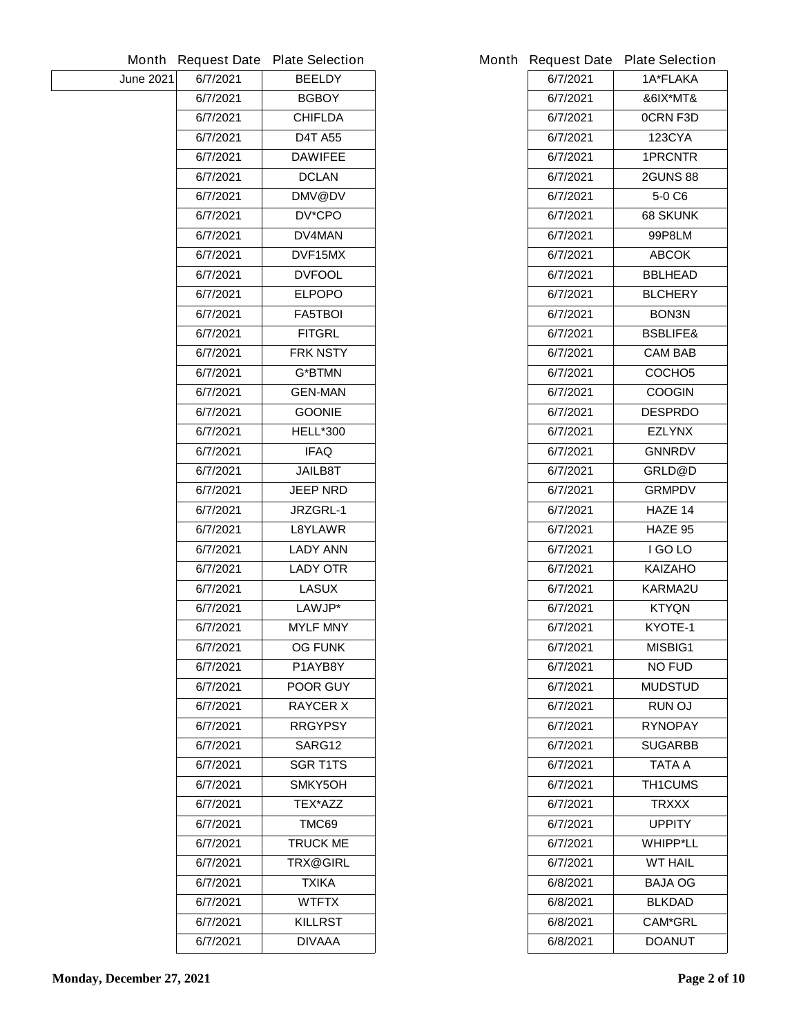| Month | Request Date | Plate Selection |
| --- | --- | --- |
| June 2021 | 6/7/2021 | BEELDY |
| | 6/7/2021 | BGBOY |
| | 6/7/2021 | CHIFLDA |
| | 6/7/2021 | D4T A55 |
| | 6/7/2021 | DAWIFEE |
| | 6/7/2021 | DCLAN |
| | 6/7/2021 | DMV@DV |
| | 6/7/2021 | DV*CPO |
| | 6/7/2021 | DV4MAN |
| | 6/7/2021 | DVF15MX |
| | 6/7/2021 | DVFOOL |
| | 6/7/2021 | ELPOPO |
| | 6/7/2021 | FA5TBOI |
| | 6/7/2021 | FITGRL |
| | 6/7/2021 | FRK NSTY |
| | 6/7/2021 | G*BTMN |
| | 6/7/2021 | GEN-MAN |
| | 6/7/2021 | GOONIE |
| | 6/7/2021 | HELL*300 |
| | 6/7/2021 | IFAQ |
| | 6/7/2021 | JAILB8T |
| | 6/7/2021 | JEEP NRD |
| | 6/7/2021 | JRZGRL-1 |
| | 6/7/2021 | L8YLAWR |
| | 6/7/2021 | LADY ANN |
| | 6/7/2021 | LADY OTR |
| | 6/7/2021 | LASUX |
| | 6/7/2021 | LAWJP* |
| | 6/7/2021 | MYLF MNY |
| | 6/7/2021 | OG FUNK |
| | 6/7/2021 | P1AYB8Y |
| | 6/7/2021 | POOR GUY |
| | 6/7/2021 | RAYCER X |
| | 6/7/2021 | RRGYPSY |
| | 6/7/2021 | SARG12 |
| | 6/7/2021 | SGR T1TS |
| | 6/7/2021 | SMKY5OH |
| | 6/7/2021 | TEX*AZZ |
| | 6/7/2021 | TMC69 |
| | 6/7/2021 | TRUCK ME |
| | 6/7/2021 | TRX@GIRL |
| | 6/7/2021 | TXIKA |
| | 6/7/2021 | WTFTX |
| | 6/7/2021 | KILLRST |
| | 6/7/2021 | DIVAAA |

| Month | Request Date | Plate Selection |
| --- | --- | --- |
| | 6/7/2021 | 1A*FLAKA |
| | 6/7/2021 | &6IX*MT& |
| | 6/7/2021 | 0CRN F3D |
| | 6/7/2021 | 123CYA |
| | 6/7/2021 | 1PRCNTR |
| | 6/7/2021 | 2GUNS 88 |
| | 6/7/2021 | 5-0 C6 |
| | 6/7/2021 | 68 SKUNK |
| | 6/7/2021 | 99P8LM |
| | 6/7/2021 | ABCOK |
| | 6/7/2021 | BBLHEAD |
| | 6/7/2021 | BLCHERY |
| | 6/7/2021 | BON3N |
| | 6/7/2021 | BSBLIFE& |
| | 6/7/2021 | CAM BAB |
| | 6/7/2021 | COCHO5 |
| | 6/7/2021 | COOGIN |
| | 6/7/2021 | DESPRDO |
| | 6/7/2021 | EZLYNX |
| | 6/7/2021 | GNNRDV |
| | 6/7/2021 | GRLD@D |
| | 6/7/2021 | GRMPDV |
| | 6/7/2021 | HAZE 14 |
| | 6/7/2021 | HAZE 95 |
| | 6/7/2021 | I GO LO |
| | 6/7/2021 | KAIZAHO |
| | 6/7/2021 | KARMA2U |
| | 6/7/2021 | KTYQN |
| | 6/7/2021 | KYOTE-1 |
| | 6/7/2021 | MISBIG1 |
| | 6/7/2021 | NO FUD |
| | 6/7/2021 | MUDSTUD |
| | 6/7/2021 | RUN OJ |
| | 6/7/2021 | RYNOPAY |
| | 6/7/2021 | SUGARBB |
| | 6/7/2021 | TATA A |
| | 6/7/2021 | TH1CUMS |
| | 6/7/2021 | TRXXX |
| | 6/7/2021 | UPPITY |
| | 6/7/2021 | WHIPP*LL |
| | 6/7/2021 | WT HAIL |
| | 6/8/2021 | BAJA OG |
| | 6/8/2021 | BLKDAD |
| | 6/8/2021 | CAM*GRL |
| | 6/8/2021 | DOANUT |

Monday, December 27, 2021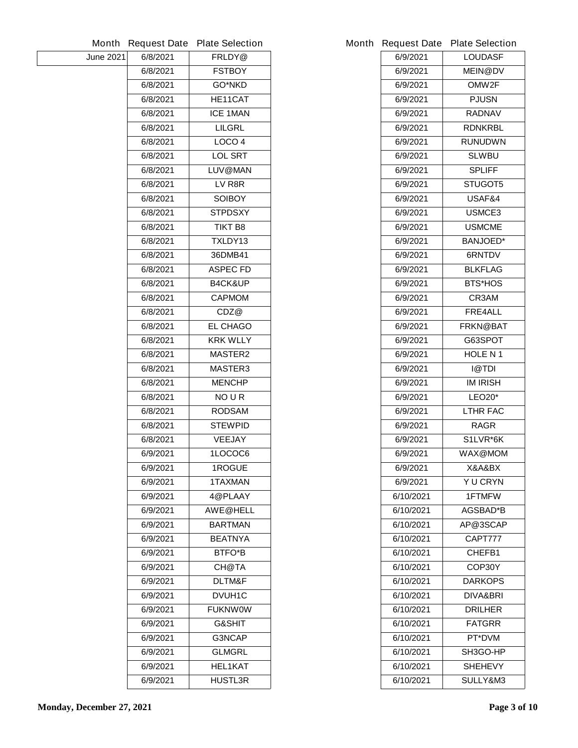| Month | Request Date | Plate Selection |
|---|---|---|
| June 2021 | 6/8/2021 | FRLDY@ |
| | 6/8/2021 | FSTBOY |
| | 6/8/2021 | GO*NKD |
| | 6/8/2021 | HE11CAT |
| | 6/8/2021 | ICE 1MAN |
| | 6/8/2021 | LILGRL |
| | 6/8/2021 | LOCO 4 |
| | 6/8/2021 | LOL SRT |
| | 6/8/2021 | LUV@MAN |
| | 6/8/2021 | LV R8R |
| | 6/8/2021 | SOIBOY |
| | 6/8/2021 | STPDSXY |
| | 6/8/2021 | TIKT B8 |
| | 6/8/2021 | TXLDY13 |
| | 6/8/2021 | 36DMB41 |
| | 6/8/2021 | ASPEC FD |
| | 6/8/2021 | B4CK&UP |
| | 6/8/2021 | CAPMOM |
| | 6/8/2021 | CDZ@ |
| | 6/8/2021 | EL CHAGO |
| | 6/8/2021 | KRK WLLY |
| | 6/8/2021 | MASTER2 |
| | 6/8/2021 | MASTER3 |
| | 6/8/2021 | MENCHP |
| | 6/8/2021 | NO U R |
| | 6/8/2021 | RODSAM |
| | 6/8/2021 | STEWPID |
| | 6/8/2021 | VEEJAY |
| | 6/9/2021 | 1LOCOC6 |
| | 6/9/2021 | 1ROGUE |
| | 6/9/2021 | 1TAXMAN |
| | 6/9/2021 | 4@PLAAY |
| | 6/9/2021 | AWE@HELL |
| | 6/9/2021 | BARTMAN |
| | 6/9/2021 | BEATNYA |
| | 6/9/2021 | BTFO*B |
| | 6/9/2021 | CH@TA |
| | 6/9/2021 | DLTM&F |
| | 6/9/2021 | DVUH1C |
| | 6/9/2021 | FUKNW0W |
| | 6/9/2021 | G&SHIT |
| | 6/9/2021 | G3NCAP |
| | 6/9/2021 | GLMGRL |
| | 6/9/2021 | HEL1KAT |
| | 6/9/2021 | HUSTL3R |
| | 6/9/2021 | LOUDASF |
| | 6/9/2021 | MEIN@DV |
| | 6/9/2021 | OMW2F |
| | 6/9/2021 | PJUSN |
| | 6/9/2021 | RADNAV |
| | 6/9/2021 | RDNKRBL |
| | 6/9/2021 | RUNUDWN |
| | 6/9/2021 | SLWBU |
| | 6/9/2021 | SPLIFF |
| | 6/9/2021 | STUGOT5 |
| | 6/9/2021 | USAF&4 |
| | 6/9/2021 | USMCE3 |
| | 6/9/2021 | USMCME |
| | 6/9/2021 | BANJOED* |
| | 6/9/2021 | 6RNTDV |
| | 6/9/2021 | BLKFLAG |
| | 6/9/2021 | BTS*HOS |
| | 6/9/2021 | CR3AM |
| | 6/9/2021 | FRE4ALL |
| | 6/9/2021 | FRKN@BAT |
| | 6/9/2021 | G63SPOT |
| | 6/9/2021 | HOLE N 1 |
| | 6/9/2021 | I@TDI |
| | 6/9/2021 | IM IRISH |
| | 6/9/2021 | LEO20* |
| | 6/9/2021 | LTHR FAC |
| | 6/9/2021 | RAGR |
| | 6/9/2021 | S1LVR*6K |
| | 6/9/2021 | WAX@MOM |
| | 6/9/2021 | X&A&BX |
| | 6/9/2021 | Y U CRYN |
| | 6/10/2021 | 1FTMFW |
| | 6/10/2021 | AGSBAD*B |
| | 6/10/2021 | AP@3SCAP |
| | 6/10/2021 | CAPT777 |
| | 6/10/2021 | CHEFB1 |
| | 6/10/2021 | COP30Y |
| | 6/10/2021 | DARKOPS |
| | 6/10/2021 | DIVA&BRI |
| | 6/10/2021 | DRILHER |
| | 6/10/2021 | FATGRR |
| | 6/10/2021 | PT*DVM |
| | 6/10/2021 | SH3GO-HP |
| | 6/10/2021 | SHEHEVY |
| | 6/10/2021 | SULLY&M3 |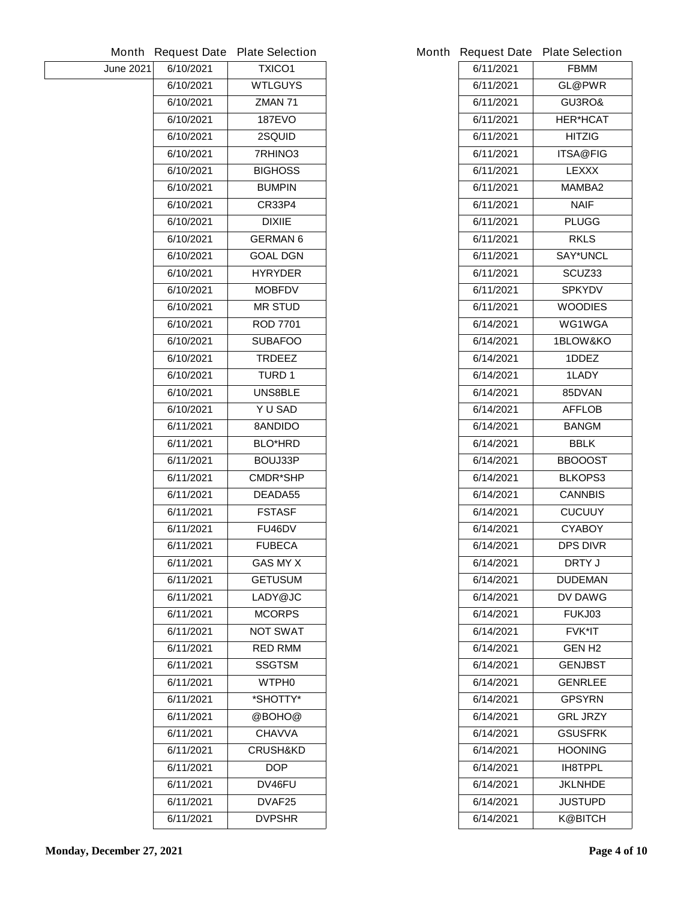| Month | Request Date | Plate Selection |
|---|---|---|
| June 2021 | 6/10/2021 | TXICO1 |
| | 6/10/2021 | WTLGUYS |
| | 6/10/2021 | ZMAN 71 |
| | 6/10/2021 | 187EVO |
| | 6/10/2021 | 2SQUID |
| | 6/10/2021 | 7RHINO3 |
| | 6/10/2021 | BIGHOSS |
| | 6/10/2021 | BUMPIN |
| | 6/10/2021 | CR33P4 |
| | 6/10/2021 | DIXIIE |
| | 6/10/2021 | GERMAN 6 |
| | 6/10/2021 | GOAL DGN |
| | 6/10/2021 | HYRYDER |
| | 6/10/2021 | MOBFDV |
| | 6/10/2021 | MR STUD |
| | 6/10/2021 | ROD 7701 |
| | 6/10/2021 | SUBAFOO |
| | 6/10/2021 | TRDEEZ |
| | 6/10/2021 | TURD 1 |
| | 6/10/2021 | UNS8BLE |
| | 6/10/2021 | Y U SAD |
| | 6/11/2021 | 8ANDIDO |
| | 6/11/2021 | BLO*HRD |
| | 6/11/2021 | BOUJ33P |
| | 6/11/2021 | CMDR*SHP |
| | 6/11/2021 | DEADA55 |
| | 6/11/2021 | FSTASF |
| | 6/11/2021 | FU46DV |
| | 6/11/2021 | FUBECA |
| | 6/11/2021 | GAS MY X |
| | 6/11/2021 | GETUSUM |
| | 6/11/2021 | LADY@JC |
| | 6/11/2021 | MCORPS |
| | 6/11/2021 | NOT SWAT |
| | 6/11/2021 | RED RMM |
| | 6/11/2021 | SSGTSM |
| | 6/11/2021 | WTPH0 |
| | 6/11/2021 | *SHOTTY* |
| | 6/11/2021 | @BOHO@ |
| | 6/11/2021 | CHAVVA |
| | 6/11/2021 | CRUSH&KD |
| | 6/11/2021 | DOP |
| | 6/11/2021 | DV46FU |
| | 6/11/2021 | DVAF25 |
| | 6/11/2021 | DVPSHR |
| | 6/11/2021 | FBMM |
| | 6/11/2021 | GL@PWR |
| | 6/11/2021 | GU3RO& |
| | 6/11/2021 | HER*HCAT |
| | 6/11/2021 | HITZIG |
| | 6/11/2021 | ITSA@FIG |
| | 6/11/2021 | LEXXX |
| | 6/11/2021 | MAMBA2 |
| | 6/11/2021 | NAIF |
| | 6/11/2021 | PLUGG |
| | 6/11/2021 | RKLS |
| | 6/11/2021 | SAY*UNCL |
| | 6/11/2021 | SCUZ33 |
| | 6/11/2021 | SPKYDV |
| | 6/11/2021 | WOODIES |
| | 6/14/2021 | WG1WGA |
| | 6/14/2021 | 1BLOW&KO |
| | 6/14/2021 | 1DDEZ |
| | 6/14/2021 | 1LADY |
| | 6/14/2021 | 85DVAN |
| | 6/14/2021 | AFFLOB |
| | 6/14/2021 | BANGM |
| | 6/14/2021 | BBLK |
| | 6/14/2021 | BBOOOST |
| | 6/14/2021 | BLKOPS3 |
| | 6/14/2021 | CANNBIS |
| | 6/14/2021 | CUCUUY |
| | 6/14/2021 | CYABOY |
| | 6/14/2021 | DPS DIVR |
| | 6/14/2021 | DRTY J |
| | 6/14/2021 | DUDEMAN |
| | 6/14/2021 | DV DAWG |
| | 6/14/2021 | FUKJ03 |
| | 6/14/2021 | FVK*IT |
| | 6/14/2021 | GEN H2 |
| | 6/14/2021 | GENJBST |
| | 6/14/2021 | GENRLEE |
| | 6/14/2021 | GPSYRN |
| | 6/14/2021 | GRL JRZY |
| | 6/14/2021 | GSUSFRK |
| | 6/14/2021 | HOONING |
| | 6/14/2021 | IH8TPPL |
| | 6/14/2021 | JKLNHDE |
| | 6/14/2021 | JUSTUPD |
| | 6/14/2021 | K@BITCH |

Monday, December 27, 2021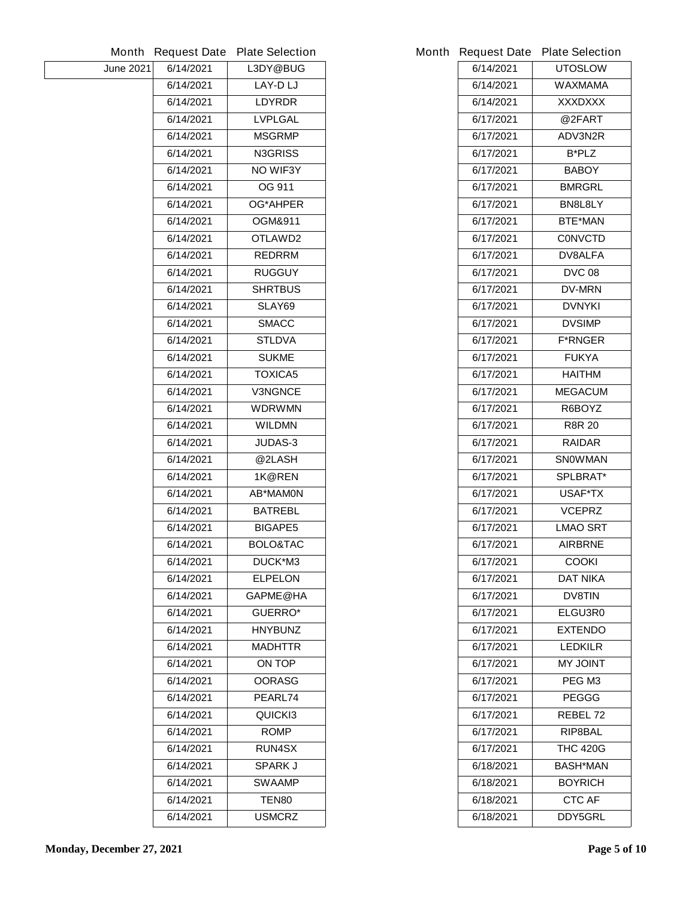| Month | Request Date | Plate Selection |
|---|---|---|
| June 2021 | 6/14/2021 | L3DY@BUG |
| | 6/14/2021 | LAY-D LJ |
| | 6/14/2021 | LDYRDR |
| | 6/14/2021 | LVPLGAL |
| | 6/14/2021 | MSGRMP |
| | 6/14/2021 | N3GRISS |
| | 6/14/2021 | NO WIF3Y |
| | 6/14/2021 | OG 911 |
| | 6/14/2021 | OG*AHPER |
| | 6/14/2021 | OGM&911 |
| | 6/14/2021 | OTLAWD2 |
| | 6/14/2021 | REDRRM |
| | 6/14/2021 | RUGGUY |
| | 6/14/2021 | SHRTBUS |
| | 6/14/2021 | SLAY69 |
| | 6/14/2021 | SMACC |
| | 6/14/2021 | STLDVA |
| | 6/14/2021 | SUKME |
| | 6/14/2021 | TOXICA5 |
| | 6/14/2021 | V3NGNCE |
| | 6/14/2021 | WDRWMN |
| | 6/14/2021 | WILDMN |
| | 6/14/2021 | JUDAS-3 |
| | 6/14/2021 | @2LASH |
| | 6/14/2021 | 1K@REN |
| | 6/14/2021 | AB*MAM0N |
| | 6/14/2021 | BATREBL |
| | 6/14/2021 | BIGAPE5 |
| | 6/14/2021 | BOLO&TAC |
| | 6/14/2021 | DUCK*M3 |
| | 6/14/2021 | ELPELON |
| | 6/14/2021 | GAPME@HA |
| | 6/14/2021 | GUERRO* |
| | 6/14/2021 | HNYBUNZ |
| | 6/14/2021 | MADHTTR |
| | 6/14/2021 | ON TOP |
| | 6/14/2021 | OORASG |
| | 6/14/2021 | PEARL74 |
| | 6/14/2021 | QUICKI3 |
| | 6/14/2021 | ROMP |
| | 6/14/2021 | RUN4SX |
| | 6/14/2021 | SPARK J |
| | 6/14/2021 | SWAAMP |
| | 6/14/2021 | TEN80 |
| | 6/14/2021 | USMCRZ |

| Month | Request Date | Plate Selection |
|---|---|---|
| | 6/14/2021 | UTOSLOW |
| | 6/14/2021 | WAXMAMA |
| | 6/14/2021 | XXXDXXX |
| | 6/17/2021 | @2FART |
| | 6/17/2021 | ADV3N2R |
| | 6/17/2021 | B*PLZ |
| | 6/17/2021 | BABOY |
| | 6/17/2021 | BMRGRL |
| | 6/17/2021 | BN8L8LY |
| | 6/17/2021 | BTE*MAN |
| | 6/17/2021 | C0NVCTD |
| | 6/17/2021 | DV8ALFA |
| | 6/17/2021 | DVC 08 |
| | 6/17/2021 | DV-MRN |
| | 6/17/2021 | DVNYKI |
| | 6/17/2021 | DVSIMP |
| | 6/17/2021 | F*RNGER |
| | 6/17/2021 | FUKYA |
| | 6/17/2021 | HAITHM |
| | 6/17/2021 | MEGACUM |
| | 6/17/2021 | R6BOYZ |
| | 6/17/2021 | R8R 20 |
| | 6/17/2021 | RAIDAR |
| | 6/17/2021 | SN0WMAN |
| | 6/17/2021 | SPLBRAT* |
| | 6/17/2021 | USAF*TX |
| | 6/17/2021 | VCEPRZ |
| | 6/17/2021 | LMAO SRT |
| | 6/17/2021 | AIRBRNE |
| | 6/17/2021 | COOKI |
| | 6/17/2021 | DAT NIKA |
| | 6/17/2021 | DV8TIN |
| | 6/17/2021 | ELGU3R0 |
| | 6/17/2021 | EXTENDO |
| | 6/17/2021 | LEDKILR |
| | 6/17/2021 | MY JOINT |
| | 6/17/2021 | PEG M3 |
| | 6/17/2021 | PEGGG |
| | 6/17/2021 | REBEL 72 |
| | 6/17/2021 | RIP8BAL |
| | 6/17/2021 | THC 420G |
| | 6/18/2021 | BASH*MAN |
| | 6/18/2021 | BOYRICH |
| | 6/18/2021 | CTC AF |
| | 6/18/2021 | DDY5GRL |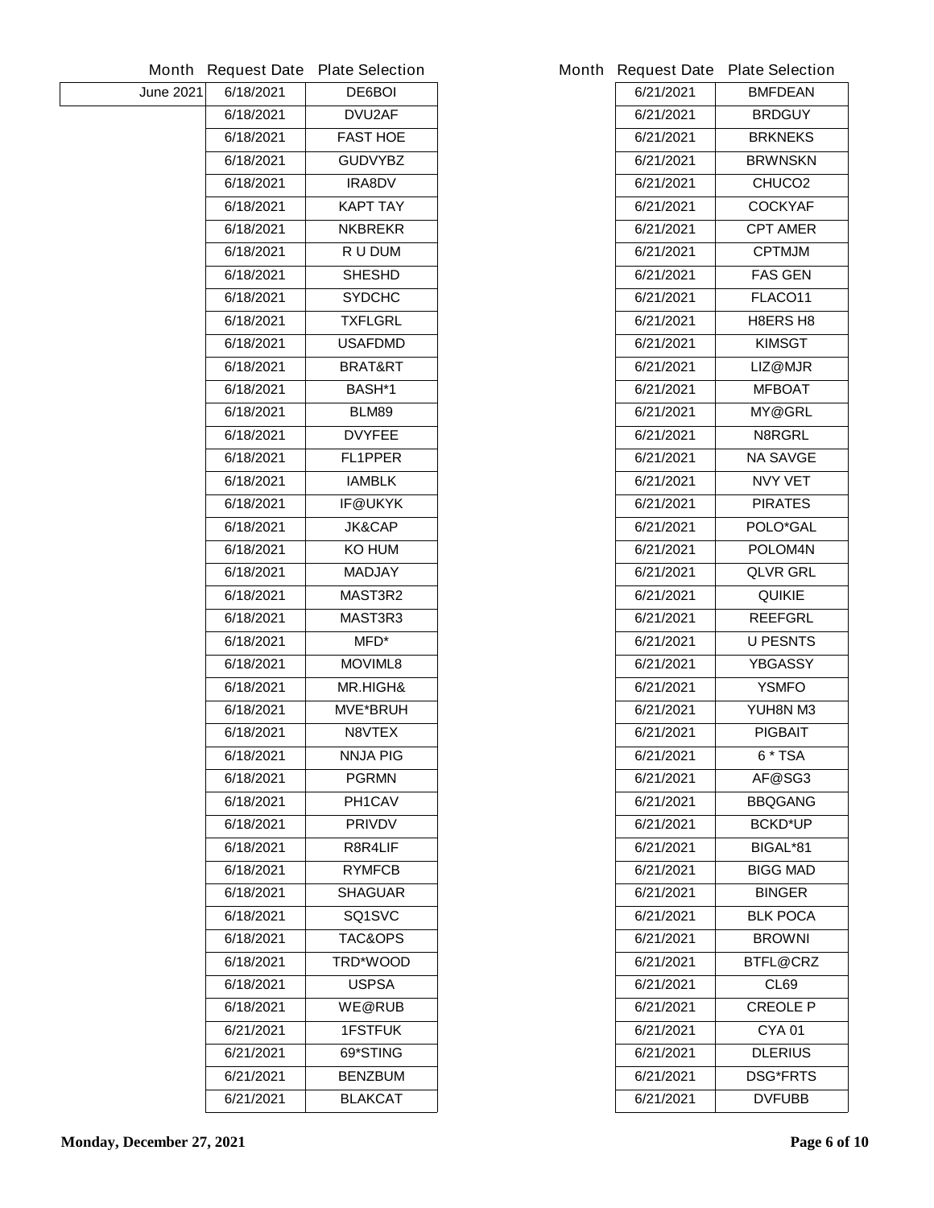| Month | Request Date | Plate Selection |
| --- | --- | --- |
| June 2021 | 6/18/2021 | DE6BOI |
| | 6/18/2021 | DVU2AF |
| | 6/18/2021 | FAST HOE |
| | 6/18/2021 | GUDVYBZ |
| | 6/18/2021 | IRA8DV |
| | 6/18/2021 | KAPT TAY |
| | 6/18/2021 | NKBREKR |
| | 6/18/2021 | R U DUM |
| | 6/18/2021 | SHESHD |
| | 6/18/2021 | SYDCHC |
| | 6/18/2021 | TXFLGRL |
| | 6/18/2021 | USAFDMD |
| | 6/18/2021 | BRAT&RT |
| | 6/18/2021 | BASH*1 |
| | 6/18/2021 | BLM89 |
| | 6/18/2021 | DVYFEE |
| | 6/18/2021 | FL1PPER |
| | 6/18/2021 | IAMBLK |
| | 6/18/2021 | IF@UKYK |
| | 6/18/2021 | JK&CAP |
| | 6/18/2021 | KO HUM |
| | 6/18/2021 | MADJAY |
| | 6/18/2021 | MAST3R2 |
| | 6/18/2021 | MAST3R3 |
| | 6/18/2021 | MFD* |
| | 6/18/2021 | MOVIML8 |
| | 6/18/2021 | MR.HIGH& |
| | 6/18/2021 | MVE*BRUH |
| | 6/18/2021 | N8VTEX |
| | 6/18/2021 | NNJA PIG |
| | 6/18/2021 | PGRMN |
| | 6/18/2021 | PH1CAV |
| | 6/18/2021 | PRIVDV |
| | 6/18/2021 | R8R4LIF |
| | 6/18/2021 | RYMFCB |
| | 6/18/2021 | SHAGUAR |
| | 6/18/2021 | SQ1SVC |
| | 6/18/2021 | TAC&OPS |
| | 6/18/2021 | TRD*WOOD |
| | 6/18/2021 | USPSA |
| | 6/18/2021 | WE@RUB |
| | 6/21/2021 | 1FSTFUK |
| | 6/21/2021 | 69*STING |
| | 6/21/2021 | BENZBUM |
| | 6/21/2021 | BLAKCAT |
| | 6/21/2021 | BMFDEAN |
| | 6/21/2021 | BRDGUY |
| | 6/21/2021 | BRKNEKS |
| | 6/21/2021 | BRWNSKN |
| | 6/21/2021 | CHUCO2 |
| | 6/21/2021 | COCKYAF |
| | 6/21/2021 | CPT AMER |
| | 6/21/2021 | CPTMJM |
| | 6/21/2021 | FAS GEN |
| | 6/21/2021 | FLACO11 |
| | 6/21/2021 | H8ERS H8 |
| | 6/21/2021 | KIMSGT |
| | 6/21/2021 | LIZ@MJR |
| | 6/21/2021 | MFBOAT |
| | 6/21/2021 | MY@GRL |
| | 6/21/2021 | N8RGRL |
| | 6/21/2021 | NA SAVGE |
| | 6/21/2021 | NVY VET |
| | 6/21/2021 | PIRATES |
| | 6/21/2021 | POLO*GAL |
| | 6/21/2021 | POLOM4N |
| | 6/21/2021 | QLVR GRL |
| | 6/21/2021 | QUIKIE |
| | 6/21/2021 | REEFGRL |
| | 6/21/2021 | U PESNTS |
| | 6/21/2021 | YBGASSY |
| | 6/21/2021 | YSMFO |
| | 6/21/2021 | YUH8N M3 |
| | 6/21/2021 | PIGBAIT |
| | 6/21/2021 | 6 * TSA |
| | 6/21/2021 | AF@SG3 |
| | 6/21/2021 | BBQGANG |
| | 6/21/2021 | BCKD*UP |
| | 6/21/2021 | BIGAL*81 |
| | 6/21/2021 | BIGG MAD |
| | 6/21/2021 | BINGER |
| | 6/21/2021 | BLK POCA |
| | 6/21/2021 | BROWNI |
| | 6/21/2021 | BTFL@CRZ |
| | 6/21/2021 | CL69 |
| | 6/21/2021 | CREOLE P |
| | 6/21/2021 | CYA 01 |
| | 6/21/2021 | DLERIUS |
| | 6/21/2021 | DSG*FRTS |
| | 6/21/2021 | DVFUBB |

**Monday, December 27, 2021**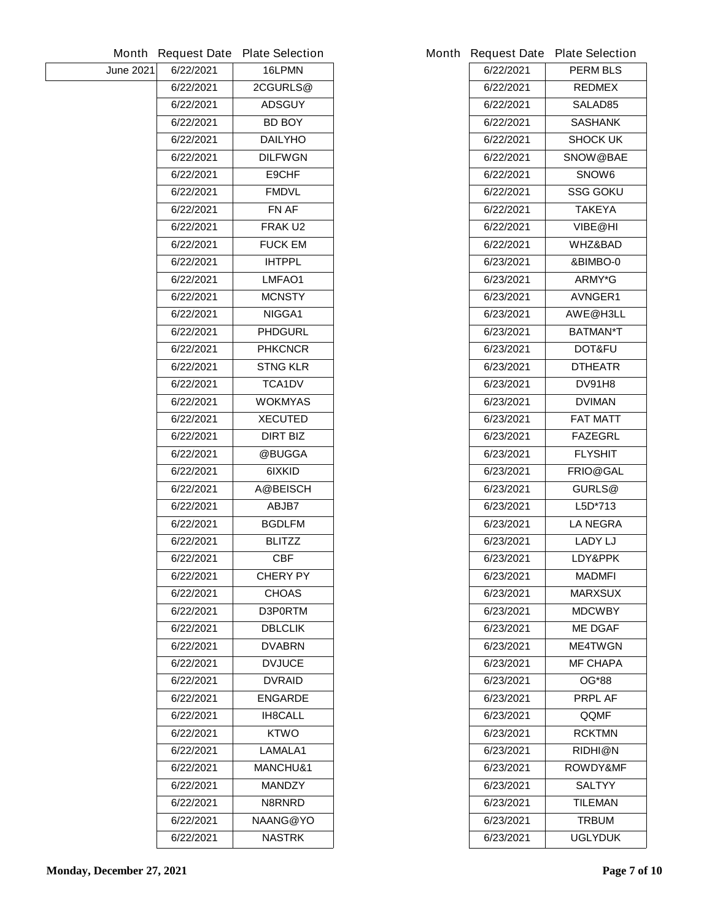| Month | Request Date | Plate Selection |
|---|---|---|
| June 2021 | 6/22/2021 | 16LPMN |
| | 6/22/2021 | 2CGURLS@ |
| | 6/22/2021 | ADSGUY |
| | 6/22/2021 | BD BOY |
| | 6/22/2021 | DAILYHO |
| | 6/22/2021 | DILFWGN |
| | 6/22/2021 | E9CHF |
| | 6/22/2021 | FMDVL |
| | 6/22/2021 | FN AF |
| | 6/22/2021 | FRAK U2 |
| | 6/22/2021 | FUCK EM |
| | 6/22/2021 | IHTPPL |
| | 6/22/2021 | LMFAO1 |
| | 6/22/2021 | MCNSTY |
| | 6/22/2021 | NIGGA1 |
| | 6/22/2021 | PHDGURL |
| | 6/22/2021 | PHKCNCR |
| | 6/22/2021 | STNG KLR |
| | 6/22/2021 | TCA1DV |
| | 6/22/2021 | WOKMYAS |
| | 6/22/2021 | XECUTED |
| | 6/22/2021 | DIRT BIZ |
| | 6/22/2021 | @BUGGA |
| | 6/22/2021 | 6IXKID |
| | 6/22/2021 | A@BEISCH |
| | 6/22/2021 | ABJB7 |
| | 6/22/2021 | BGDLFM |
| | 6/22/2021 | BLITZZ |
| | 6/22/2021 | CBF |
| | 6/22/2021 | CHERY PY |
| | 6/22/2021 | CHOAS |
| | 6/22/2021 | D3P0RTM |
| | 6/22/2021 | DBLCLIK |
| | 6/22/2021 | DVABRN |
| | 6/22/2021 | DVJUCE |
| | 6/22/2021 | DVRAID |
| | 6/22/2021 | ENGARDE |
| | 6/22/2021 | IH8CALL |
| | 6/22/2021 | KTWO |
| | 6/22/2021 | LAMALA1 |
| | 6/22/2021 | MANCHU&1 |
| | 6/22/2021 | MANDZY |
| | 6/22/2021 | N8RNRD |
| | 6/22/2021 | NAANG@YO |
| | 6/22/2021 | NASTRK |
| | 6/22/2021 | PERM BLS |
| | 6/22/2021 | REDMEX |
| | 6/22/2021 | SALAD85 |
| | 6/22/2021 | SASHANK |
| | 6/22/2021 | SHOCK UK |
| | 6/22/2021 | SNOW@BAE |
| | 6/22/2021 | SNOW6 |
| | 6/22/2021 | SSG GOKU |
| | 6/22/2021 | TAKEYA |
| | 6/22/2021 | VIBE@HI |
| | 6/22/2021 | WHZ&BAD |
| | 6/23/2021 | &BIMBO-0 |
| | 6/23/2021 | ARMY*G |
| | 6/23/2021 | AVNGER1 |
| | 6/23/2021 | AWE@H3LL |
| | 6/23/2021 | BATMAN*T |
| | 6/23/2021 | DOT&FU |
| | 6/23/2021 | DTHEATR |
| | 6/23/2021 | DV91H8 |
| | 6/23/2021 | DVIMAN |
| | 6/23/2021 | FAT MATT |
| | 6/23/2021 | FAZEGRL |
| | 6/23/2021 | FLYSHIT |
| | 6/23/2021 | FRIO@GAL |
| | 6/23/2021 | GURLS@ |
| | 6/23/2021 | L5D*713 |
| | 6/23/2021 | LA NEGRA |
| | 6/23/2021 | LADY LJ |
| | 6/23/2021 | LDY&PPK |
| | 6/23/2021 | MADMFI |
| | 6/23/2021 | MARXSUX |
| | 6/23/2021 | MDCWBY |
| | 6/23/2021 | ME DGAF |
| | 6/23/2021 | ME4TWGN |
| | 6/23/2021 | MF CHAPA |
| | 6/23/2021 | OG*88 |
| | 6/23/2021 | PRPL AF |
| | 6/23/2021 | QQMF |
| | 6/23/2021 | RCKTMN |
| | 6/23/2021 | RIDHI@N |
| | 6/23/2021 | ROWDY&MF |
| | 6/23/2021 | SALTYY |
| | 6/23/2021 | TILEMAN |
| | 6/23/2021 | TRBUM |
| | 6/23/2021 | UGLYDUK |

**Monday, December 27, 2021**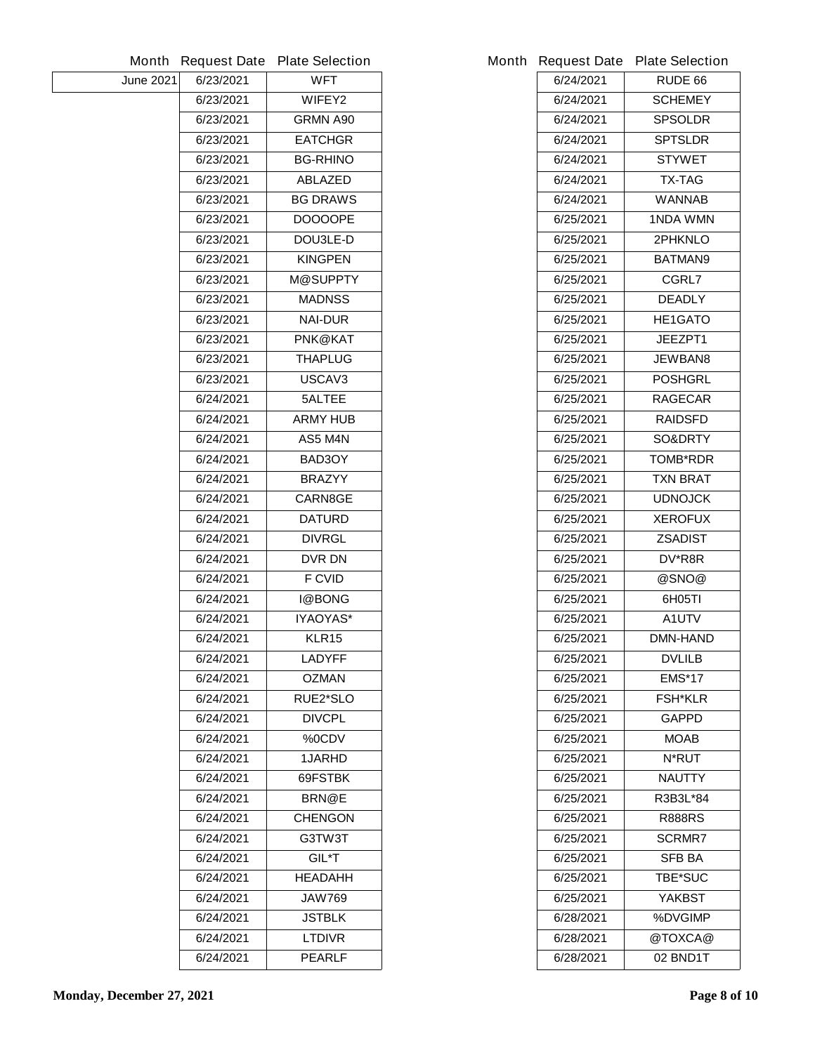| Month | Request Date | Plate Selection |
|---|---|---|
| June 2021 | 6/23/2021 | WFT |
| | 6/23/2021 | WIFEY2 |
| | 6/23/2021 | GRMN A90 |
| | 6/23/2021 | EATCHGR |
| | 6/23/2021 | BG-RHINO |
| | 6/23/2021 | ABLAZED |
| | 6/23/2021 | BG DRAWS |
| | 6/23/2021 | DOOOOPE |
| | 6/23/2021 | DOU3LE-D |
| | 6/23/2021 | KINGPEN |
| | 6/23/2021 | M@SUPPTY |
| | 6/23/2021 | MADNSS |
| | 6/23/2021 | NAI-DUR |
| | 6/23/2021 | PNK@KAT |
| | 6/23/2021 | THAPLUG |
| | 6/23/2021 | USCAV3 |
| | 6/24/2021 | 5ALTEE |
| | 6/24/2021 | ARMY HUB |
| | 6/24/2021 | AS5 M4N |
| | 6/24/2021 | BAD3OY |
| | 6/24/2021 | BRAZYY |
| | 6/24/2021 | CARN8GE |
| | 6/24/2021 | DATURD |
| | 6/24/2021 | DIVRGL |
| | 6/24/2021 | DVR DN |
| | 6/24/2021 | F CVID |
| | 6/24/2021 | I@BONG |
| | 6/24/2021 | IYAOYAS* |
| | 6/24/2021 | KLR15 |
| | 6/24/2021 | LADYFF |
| | 6/24/2021 | OZMAN |
| | 6/24/2021 | RUE2*SLO |
| | 6/24/2021 | DIVCPL |
| | 6/24/2021 | %0CDV |
| | 6/24/2021 | 1JARHD |
| | 6/24/2021 | 69FSTBK |
| | 6/24/2021 | BRN@E |
| | 6/24/2021 | CHENGON |
| | 6/24/2021 | G3TW3T |
| | 6/24/2021 | GIL*T |
| | 6/24/2021 | HEADAHH |
| | 6/24/2021 | JAW769 |
| | 6/24/2021 | JSTBLK |
| | 6/24/2021 | LTDIVR |
| | 6/24/2021 | PEARLF |
| | 6/24/2021 | RUDE 66 |
| | 6/24/2021 | SCHEMEY |
| | 6/24/2021 | SPSOLDR |
| | 6/24/2021 | SPTSLDR |
| | 6/24/2021 | STYWET |
| | 6/24/2021 | TX-TAG |
| | 6/24/2021 | WANNAB |
| | 6/25/2021 | 1NDA WMN |
| | 6/25/2021 | 2PHKNLO |
| | 6/25/2021 | BATMAN9 |
| | 6/25/2021 | CGRL7 |
| | 6/25/2021 | DEADLY |
| | 6/25/2021 | HE1GATO |
| | 6/25/2021 | JEEZPT1 |
| | 6/25/2021 | JEWBAN8 |
| | 6/25/2021 | POSHGRL |
| | 6/25/2021 | RAGECAR |
| | 6/25/2021 | RAIDSFD |
| | 6/25/2021 | SO&DRTY |
| | 6/25/2021 | TOMB*RDR |
| | 6/25/2021 | TXN BRAT |
| | 6/25/2021 | UDNOJCK |
| | 6/25/2021 | XEROFUX |
| | 6/25/2021 | ZSADIST |
| | 6/25/2021 | DV*R8R |
| | 6/25/2021 | @SNO@ |
| | 6/25/2021 | 6H05TI |
| | 6/25/2021 | A1UTV |
| | 6/25/2021 | DMN-HAND |
| | 6/25/2021 | DVLILB |
| | 6/25/2021 | EMS*17 |
| | 6/25/2021 | FSH*KLR |
| | 6/25/2021 | GAPPD |
| | 6/25/2021 | MOAB |
| | 6/25/2021 | N*RUT |
| | 6/25/2021 | NAUTTY |
| | 6/25/2021 | R3B3L*84 |
| | 6/25/2021 | R888RS |
| | 6/25/2021 | SCRMR7 |
| | 6/25/2021 | SFB BA |
| | 6/25/2021 | TBE*SUC |
| | 6/25/2021 | YAKBST |
| | 6/28/2021 | %DVGIMP |
| | 6/28/2021 | @TOXCA@ |
| | 6/28/2021 | 02 BND1T |

**Monday, December 27, 2021**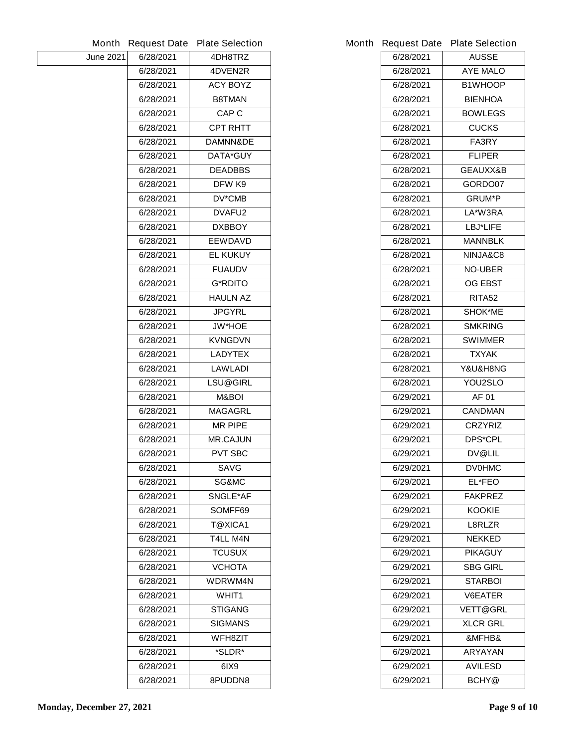| Month | Request Date | Plate Selection |
|---|---|---|
| June 2021 | 6/28/2021 | 4DH8TRZ |
| | 6/28/2021 | 4DVEN2R |
| | 6/28/2021 | ACY BOYZ |
| | 6/28/2021 | B8TMAN |
| | 6/28/2021 | CAP C |
| | 6/28/2021 | CPT RHTT |
| | 6/28/2021 | DAMNN&DE |
| | 6/28/2021 | DATA*GUY |
| | 6/28/2021 | DEADBBS |
| | 6/28/2021 | DFW K9 |
| | 6/28/2021 | DV*CMB |
| | 6/28/2021 | DVAFU2 |
| | 6/28/2021 | DXBBOY |
| | 6/28/2021 | EEWDAVD |
| | 6/28/2021 | EL KUKUY |
| | 6/28/2021 | FUAUDV |
| | 6/28/2021 | G*RDITO |
| | 6/28/2021 | HAULN AZ |
| | 6/28/2021 | JPGYRL |
| | 6/28/2021 | JW*HOE |
| | 6/28/2021 | KVNGDVN |
| | 6/28/2021 | LADYTEX |
| | 6/28/2021 | LAWLADI |
| | 6/28/2021 | LSU@GIRL |
| | 6/28/2021 | M&BOI |
| | 6/28/2021 | MAGAGRL |
| | 6/28/2021 | MR PIPE |
| | 6/28/2021 | MR.CAJUN |
| | 6/28/2021 | PVT SBC |
| | 6/28/2021 | SAVG |
| | 6/28/2021 | SG&MC |
| | 6/28/2021 | SNGLE*AF |
| | 6/28/2021 | SOMFF69 |
| | 6/28/2021 | T@XICA1 |
| | 6/28/2021 | T4LL M4N |
| | 6/28/2021 | TCUSUX |
| | 6/28/2021 | VCHOTA |
| | 6/28/2021 | WDRWM4N |
| | 6/28/2021 | WHIT1 |
| | 6/28/2021 | STIGANG |
| | 6/28/2021 | SIGMANS |
| | 6/28/2021 | WFH8ZIT |
| | 6/28/2021 | *SLDR* |
| | 6/28/2021 | 6IX9 |
| | 6/28/2021 | 8PUDDN8 |
| | 6/28/2021 | AUSSE |
| | 6/28/2021 | AYE MALO |
| | 6/28/2021 | B1WHOOP |
| | 6/28/2021 | BIENHOA |
| | 6/28/2021 | BOWLEGS |
| | 6/28/2021 | CUCKS |
| | 6/28/2021 | FA3RY |
| | 6/28/2021 | FLIPER |
| | 6/28/2021 | GEAUXX&B |
| | 6/28/2021 | GORDO07 |
| | 6/28/2021 | GRUM*P |
| | 6/28/2021 | LA*W3RA |
| | 6/28/2021 | LBJ*LIFE |
| | 6/28/2021 | MANNBLK |
| | 6/28/2021 | NINJA&C8 |
| | 6/28/2021 | NO-UBER |
| | 6/28/2021 | OG EBST |
| | 6/28/2021 | RITA52 |
| | 6/28/2021 | SHOK*ME |
| | 6/28/2021 | SMKRING |
| | 6/28/2021 | SWIMMER |
| | 6/28/2021 | TXYAK |
| | 6/28/2021 | Y&U&H8NG |
| | 6/28/2021 | YOU2SLO |
| | 6/29/2021 | AF 01 |
| | 6/29/2021 | CANDMAN |
| | 6/29/2021 | CRZYRIZ |
| | 6/29/2021 | DPS*CPL |
| | 6/29/2021 | DV@LIL |
| | 6/29/2021 | DV0HMC |
| | 6/29/2021 | EL*FEO |
| | 6/29/2021 | FAKPREZ |
| | 6/29/2021 | KOOKIE |
| | 6/29/2021 | L8RLZR |
| | 6/29/2021 | NEKKED |
| | 6/29/2021 | PIKAGUY |
| | 6/29/2021 | SBG GIRL |
| | 6/29/2021 | STARBOI |
| | 6/29/2021 | V6EATER |
| | 6/29/2021 | VETT@GRL |
| | 6/29/2021 | XLCR GRL |
| | 6/29/2021 | &MFHB& |
| | 6/29/2021 | ARYAYAN |
| | 6/29/2021 | AVILESD |
| | 6/29/2021 | BCHY@ |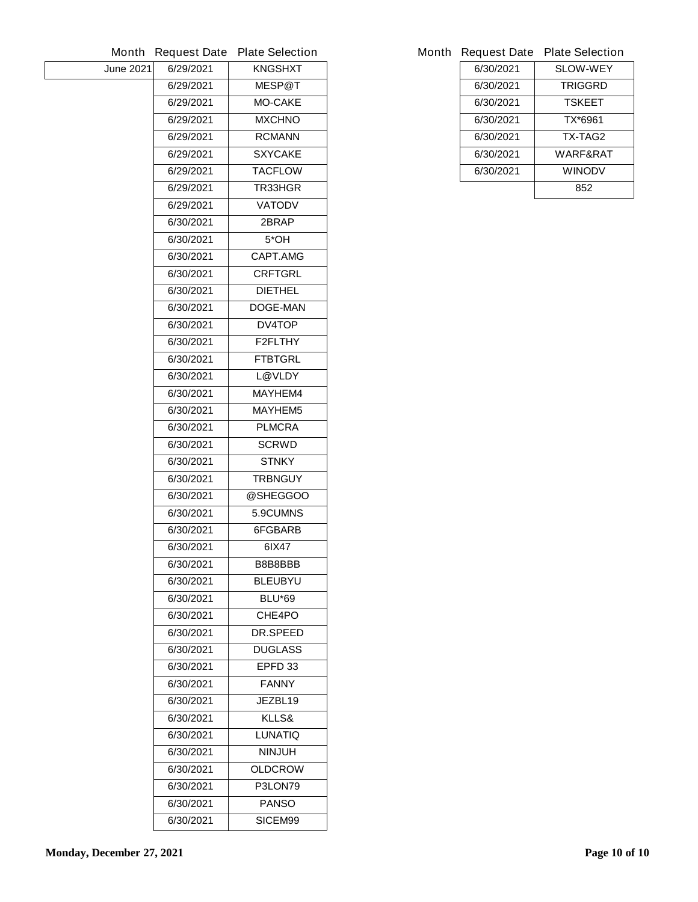| Month | Request Date | Plate Selection |
|---|---|---|
| June 2021 | 6/29/2021 | KNGSHXT |
| | 6/29/2021 | MESP@T |
| | 6/29/2021 | MO-CAKE |
| | 6/29/2021 | MXCHNO |
| | 6/29/2021 | RCMANN |
| | 6/29/2021 | SXYCAKE |
| | 6/29/2021 | TACFLOW |
| | 6/29/2021 | TR33HGR |
| | 6/29/2021 | VATODV |
| | 6/30/2021 | 2BRAP |
| | 6/30/2021 | 5*OH |
| | 6/30/2021 | CAPT.AMG |
| | 6/30/2021 | CRFTGRL |
| | 6/30/2021 | DIETHEL |
| | 6/30/2021 | DOGE-MAN |
| | 6/30/2021 | DV4TOP |
| | 6/30/2021 | F2FLTHY |
| | 6/30/2021 | FTBTGRL |
| | 6/30/2021 | L@VLDY |
| | 6/30/2021 | MAYHEM4 |
| | 6/30/2021 | MAYHEM5 |
| | 6/30/2021 | PLMCRA |
| | 6/30/2021 | SCRWD |
| | 6/30/2021 | STNKY |
| | 6/30/2021 | TRBNGUY |
| | 6/30/2021 | @SHEGGOO |
| | 6/30/2021 | 5.9CUMNS |
| | 6/30/2021 | 6FGBARB |
| | 6/30/2021 | 6IX47 |
| | 6/30/2021 | B8B8BBB |
| | 6/30/2021 | BLEUBYU |
| | 6/30/2021 | BLU*69 |
| | 6/30/2021 | CHE4PO |
| | 6/30/2021 | DR.SPEED |
| | 6/30/2021 | DUGLASS |
| | 6/30/2021 | EPFD 33 |
| | 6/30/2021 | FANNY |
| | 6/30/2021 | JEZBL19 |
| | 6/30/2021 | KLLS& |
| | 6/30/2021 | LUNATIQ |
| | 6/30/2021 | NINJUH |
| | 6/30/2021 | OLDCROW |
| | 6/30/2021 | P3LON79 |
| | 6/30/2021 | PANSO |
| | 6/30/2021 | SICEM99 |
| | 6/30/2021 | SLOW-WEY |
| | 6/30/2021 | TRIGGRD |
| | 6/30/2021 | TSKEET |
| | 6/30/2021 | TX*6961 |
| | 6/30/2021 | TX-TAG2 |
| | 6/30/2021 | WARF&RAT |
| | 6/30/2021 | WINODV |
| | | 852 |

Monday, December 27, 2021